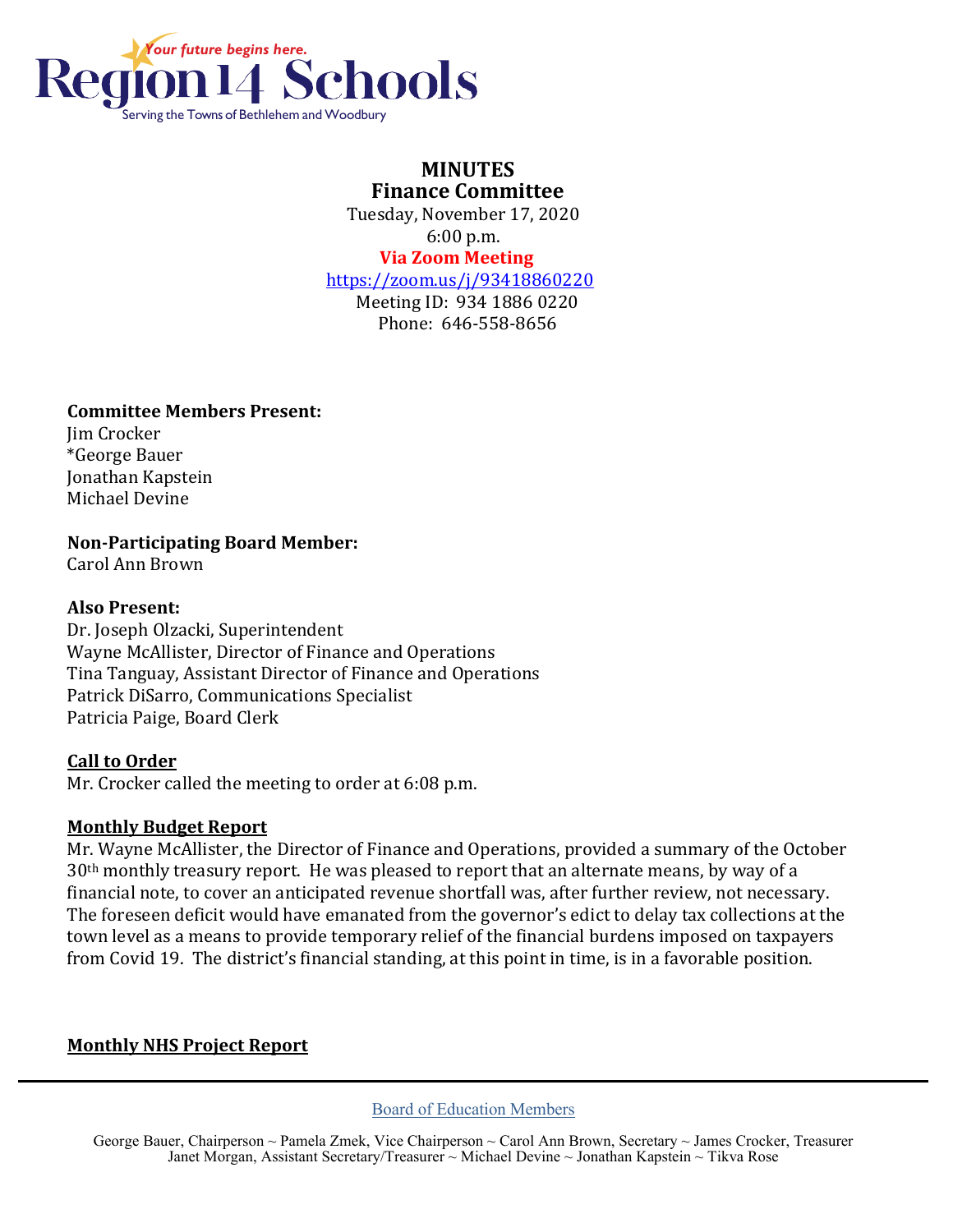Region 14 Schools

*Your future begins here.*

Serving the Towns of Bethlehem and Woodbury

# MINUTES
## Finance Committee

Tuesday, November 17, 2020
6:00 p.m.
**Via Zoom Meeting**
https://zoom.us/j/93418860220
Meeting ID: 934 1886 0220
Phone: 646-558-8656

**Committee Members Present:**
Jim Crocker
*George Bauer
Jonathan Kapstein
Michael Devine

**Non-Participating Board Member:**
Carol Ann Brown

**Also Present:**
Dr. Joseph Olzacki, Superintendent
Wayne McAllister, Director of Finance and Operations
Tina Tanguay, Assistant Director of Finance and Operations
Patrick DiSarro, Communications Specialist
Patricia Paige, Board Clerk

**Call to Order**
Mr. Crocker called the meeting to order at 6:08 p.m.

**Monthly Budget Report**
Mr. Wayne McAllister, the Director of Finance and Operations, provided a summary of the October 30th monthly treasury report. He was pleased to report that an alternate means, by way of a financial note, to cover an anticipated revenue shortfall was, after further review, not necessary. The foreseen deficit would have emanated from the governor's edict to delay tax collections at the town level as a means to provide temporary relief of the financial burdens imposed on taxpayers from Covid 19. The district's financial standing, at this point in time, is in a favorable position.

**Monthly NHS Project Report**

Board of Education Members

George Bauer, Chairperson ~ Pamela Zmek, Vice Chairperson ~ Carol Ann Brown, Secretary ~ James Crocker, Treasurer
Janet Morgan, Assistant Secretary/Treasurer ~ Michael Devine ~ Jonathan Kapstein ~ Tikva Rose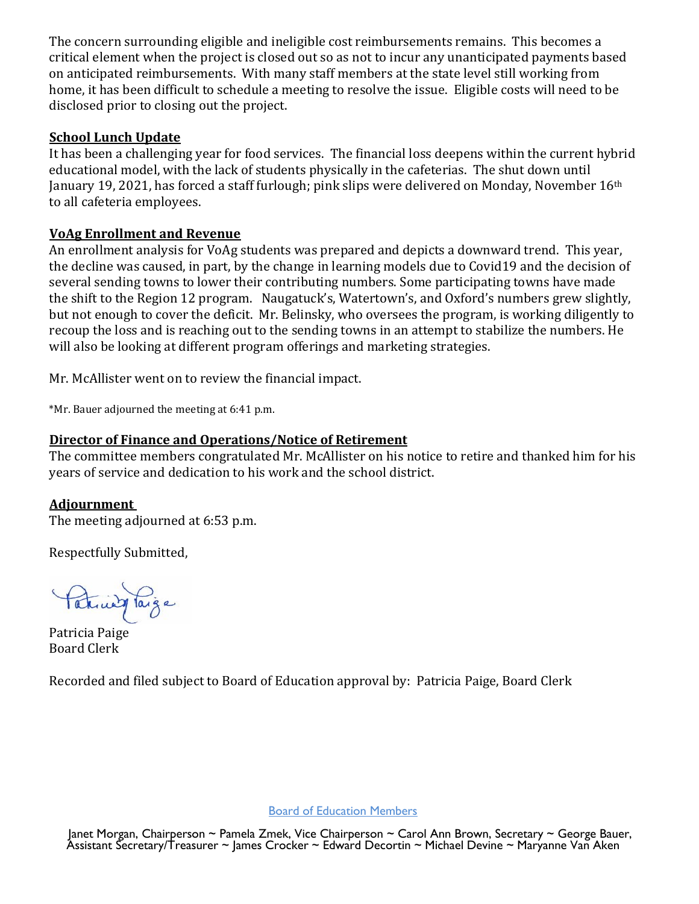The concern surrounding eligible and ineligible cost reimbursements remains. This becomes a critical element when the project is closed out so as not to incur any unanticipated payments based on anticipated reimbursements. With many staff members at the state level still working from home, it has been difficult to schedule a meeting to resolve the issue. Eligible costs will need to be disclosed prior to closing out the project.

**School Lunch Update**

It has been a challenging year for food services. The financial loss deepens within the current hybrid educational model, with the lack of students physically in the cafeterias. The shut down until January 19, 2021, has forced a staff furlough; pink slips were delivered on Monday, November 16th to all cafeteria employees.

**VoAg Enrollment and Revenue**

An enrollment analysis for VoAg students was prepared and depicts a downward trend. This year, the decline was caused, in part, by the change in learning models due to Covid19 and the decision of several sending towns to lower their contributing numbers. Some participating towns have made the shift to the Region 12 program. Naugatuck's, Watertown's, and Oxford's numbers grew slightly, but not enough to cover the deficit. Mr. Belinsky, who oversees the program, is working diligently to recoup the loss and is reaching out to the sending towns in an attempt to stabilize the numbers. He will also be looking at different program offerings and marketing strategies.

Mr. McAllister went on to review the financial impact.

*Mr. Bauer adjourned the meeting at 6:41 p.m.

**Director of Finance and Operations/Notice of Retirement**

The committee members congratulated Mr. McAllister on his notice to retire and thanked him for his years of service and dedication to his work and the school district.

**Adjournment**

The meeting adjourned at 6:53 p.m.

Respectfully Submitted,

Patricia Paige
Board Clerk

Recorded and filed subject to Board of Education approval by: Patricia Paige, Board Clerk

Board of Education Members

Janet Morgan, Chairperson ~ Pamela Zmek, Vice Chairperson ~ Carol Ann Brown, Secretary ~ George Bauer, Assistant Secretary/Treasurer ~ James Crocker ~ Edward Decortin ~ Michael Devine ~ Maryanne Van Aken